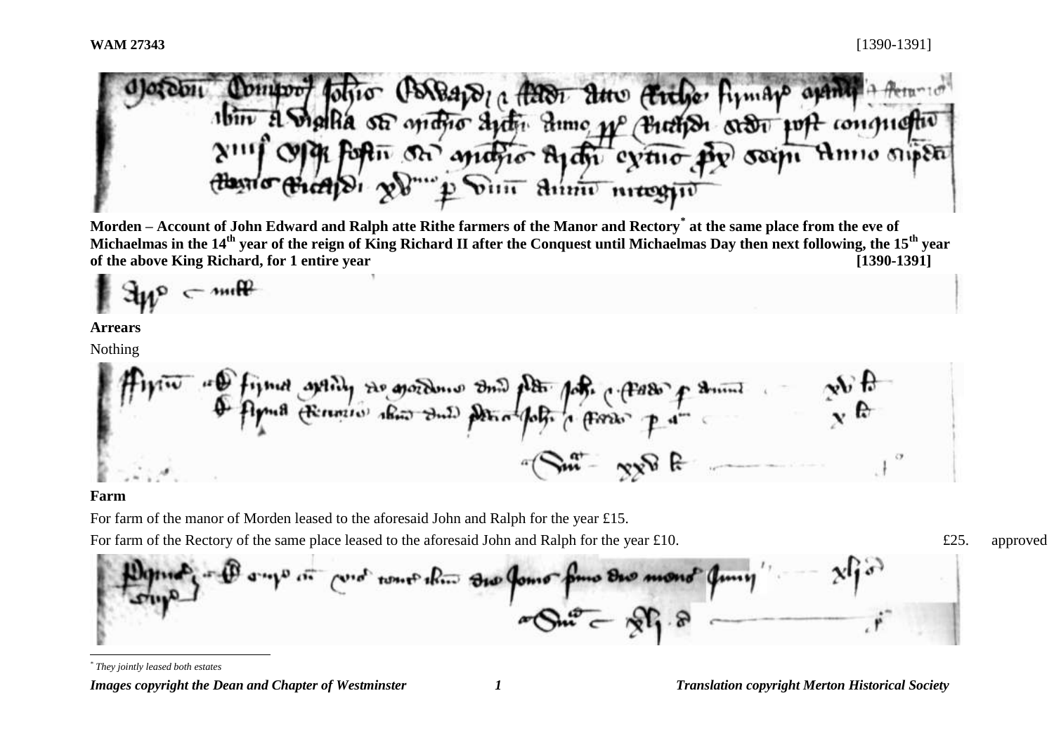**WAM 27343** [1390-1391]

**Morden – Account of John Edward and Ralph atte Rithe farmers of the Manor and Rectory[*] at the same place from the eve of Michaelmas in the 14th year of the reign of King Richard II after the Conquest until Michaelmas Day then next following, the 15th year of the above King Richard, for 1 entire year [1390-1391]**

**Arrears**

Nothing

**Farm**

For farm of the manor of Morden leased to the aforesaid John and Ralph for the year £15.

For farm of the Rectory of the same place leased to the aforesaid John and Ralph for the year £10. £25. approved

[*] They jointly leased both estates

*Images copyright the Dean and Chapter of Westminster* *Translation copyright Merton Historical Society*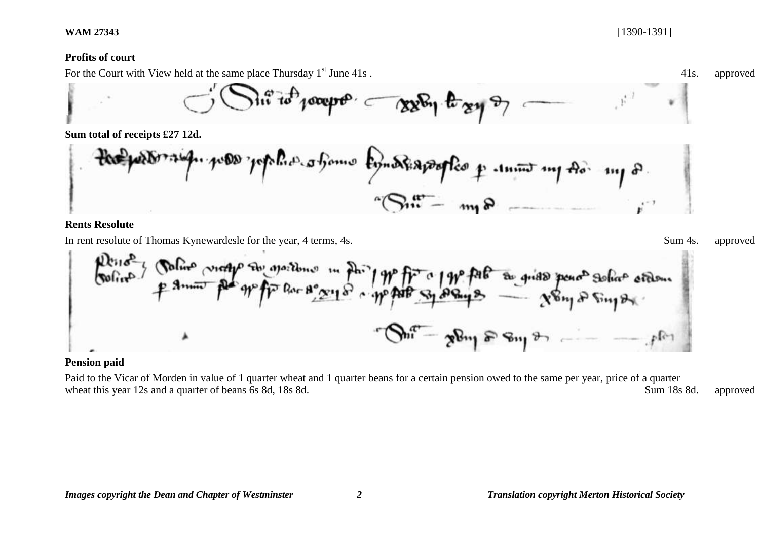### Profits of court

For the Court with View held at the same place Thursday 1st June 41s . 41s. approved

**Sum total of receipts £27 12d.**

### Rents Resolute

In rent resolute of Thomas Kynewardesle for the year, 4 terms, 4s. Sum 4s. approved

### Pension paid

Paid to the Vicar of Morden in value of 1 quarter wheat and 1 quarter beans for a certain pension owed to the same per year, price of a quarter wheat this year 12s and a quarter of beans 6s 8d, 18s 8d. Sum 18s 8d. approved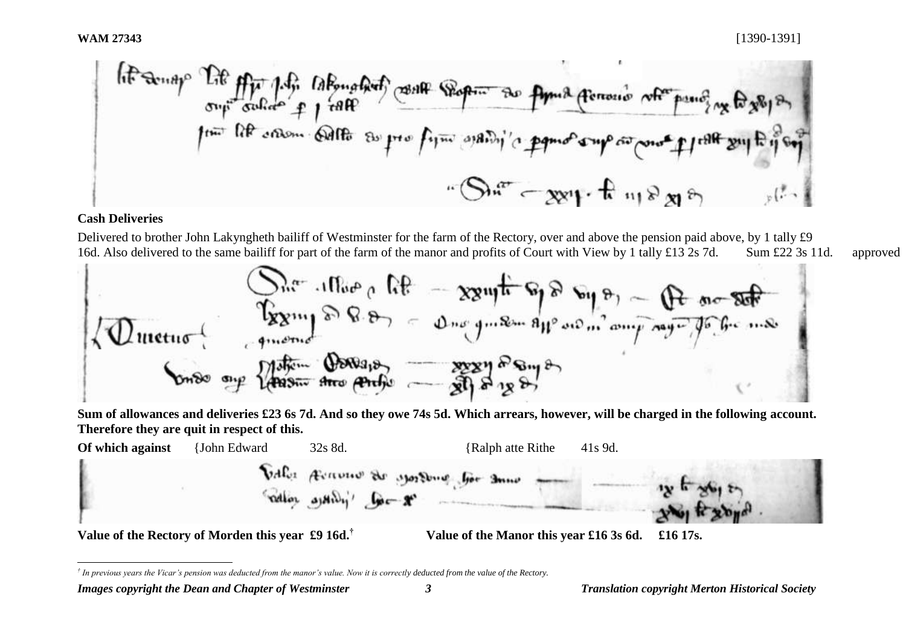**WAM 27343** [1390-1391]

**Cash Deliveries**

Delivered to brother John Lakyngheth bailiff of Westminster for the farm of the Rectory, over and above the pension paid above, by 1 tally £9 16d. Also delivered to the same bailiff for part of the farm of the manor and profits of Court with View by 1 tally £13 2s 7d. Sum £22 3s 11d. approved

**Sum of allowances and deliveries £23 6s 7d. And so they owe 74s 5d. Which arrears, however, will be charged in the following account. Therefore they are quit in respect of this.**

**Of which against** {John Edward 32s 8d. {Ralph atte Rithe 41s 9d.

**Value of the Rectory of Morden this year £9 16d.**[†] **Value of the Manor this year £16 3s 6d. £16 17s.**

---

[†] *In previous years the Vicar's pension was deducted from the manor's value. Now it is correctly deducted from the value of the Rectory.*

***Images copyright the Dean and Chapter of Westminster*** ***Translation copyright Merton Historical Society***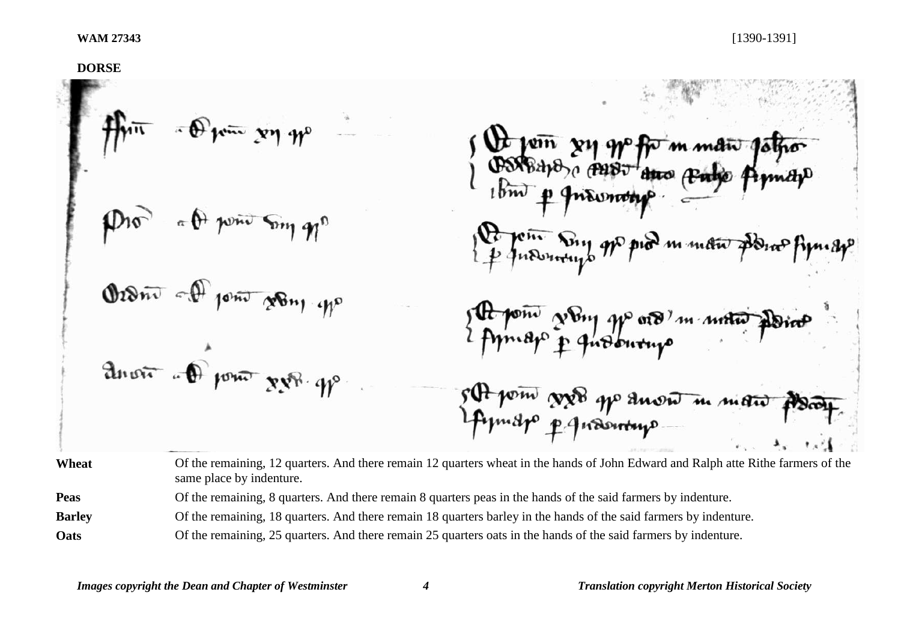**WAM 27343** [1390-1391]

**DORSE**

| | |
|---|---|
| **Wheat** | Of the remaining, 12 quarters. And there remain 12 quarters wheat in the hands of John Edward and Ralph atte Rithe farmers of the same place by indenture. |
| **Peas** | Of the remaining, 8 quarters. And there remain 8 quarters peas in the hands of the said farmers by indenture. |
| **Barley** | Of the remaining, 18 quarters. And there remain 18 quarters barley in the hands of the said farmers by indenture. |
| **Oats** | Of the remaining, 25 quarters. And there remain 25 quarters oats in the hands of the said farmers by indenture. |

*Images copyright the Dean and Chapter of Westminster* *Translation copyright Merton Historical Society*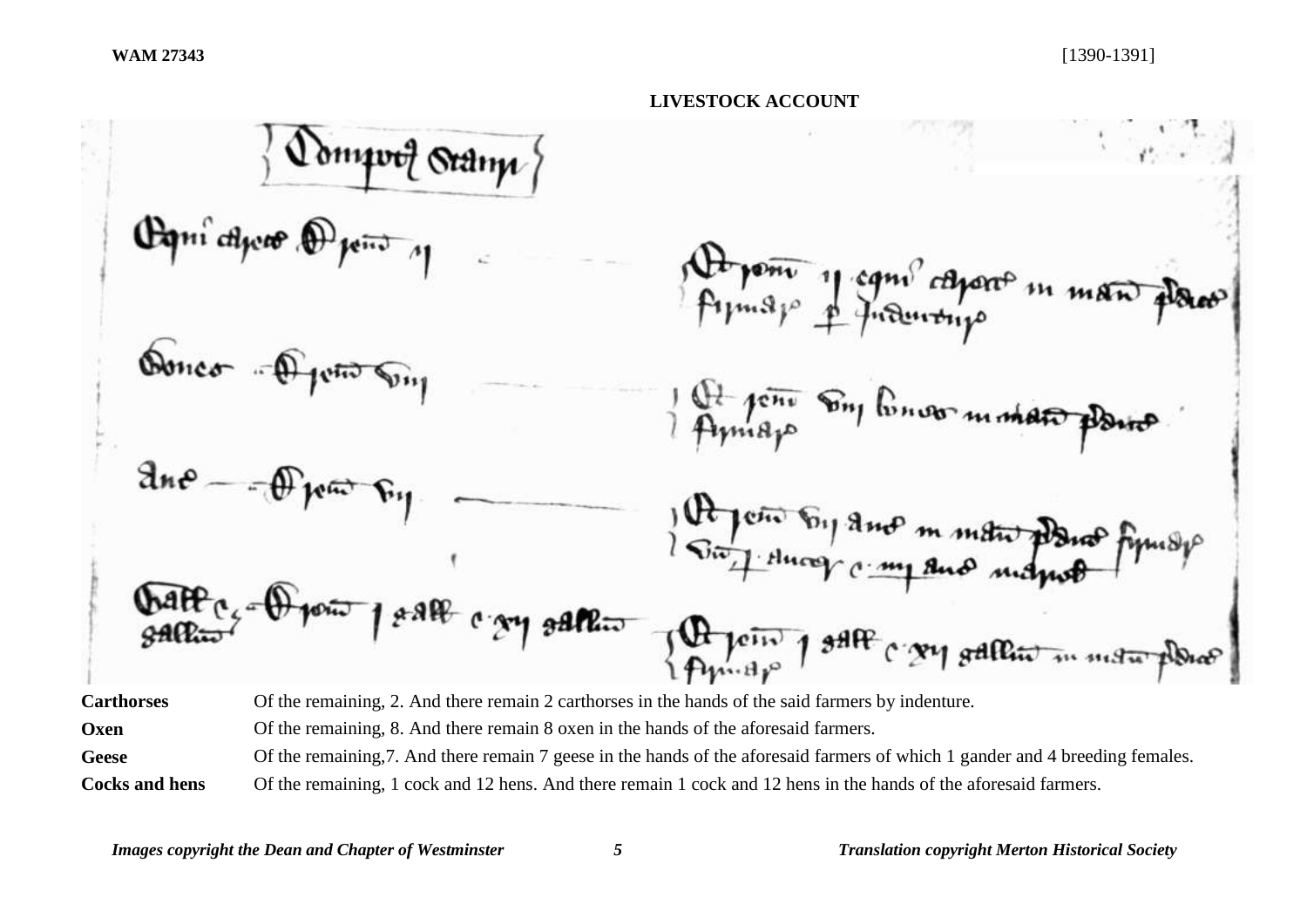**WAM 27343** [1390-1391]

**LIVESTOCK ACCOUNT**

| | |
|---|---|
| **Carthorses** | Of the remaining, 2. And there remain 2 carthorses in the hands of the said farmers by indenture. |
| **Oxen** | Of the remaining, 8. And there remain 8 oxen in the hands of the aforesaid farmers. |
| **Geese** | Of the remaining,7. And there remain 7 geese in the hands of the aforesaid farmers of which 1 gander and 4 breeding females. |
| **Cocks and hens** | Of the remaining, 1 cock and 12 hens. And there remain 1 cock and 12 hens in the hands of the aforesaid farmers. |

*Images copyright the Dean and Chapter of Westminster* — *Translation copyright Merton Historical Society*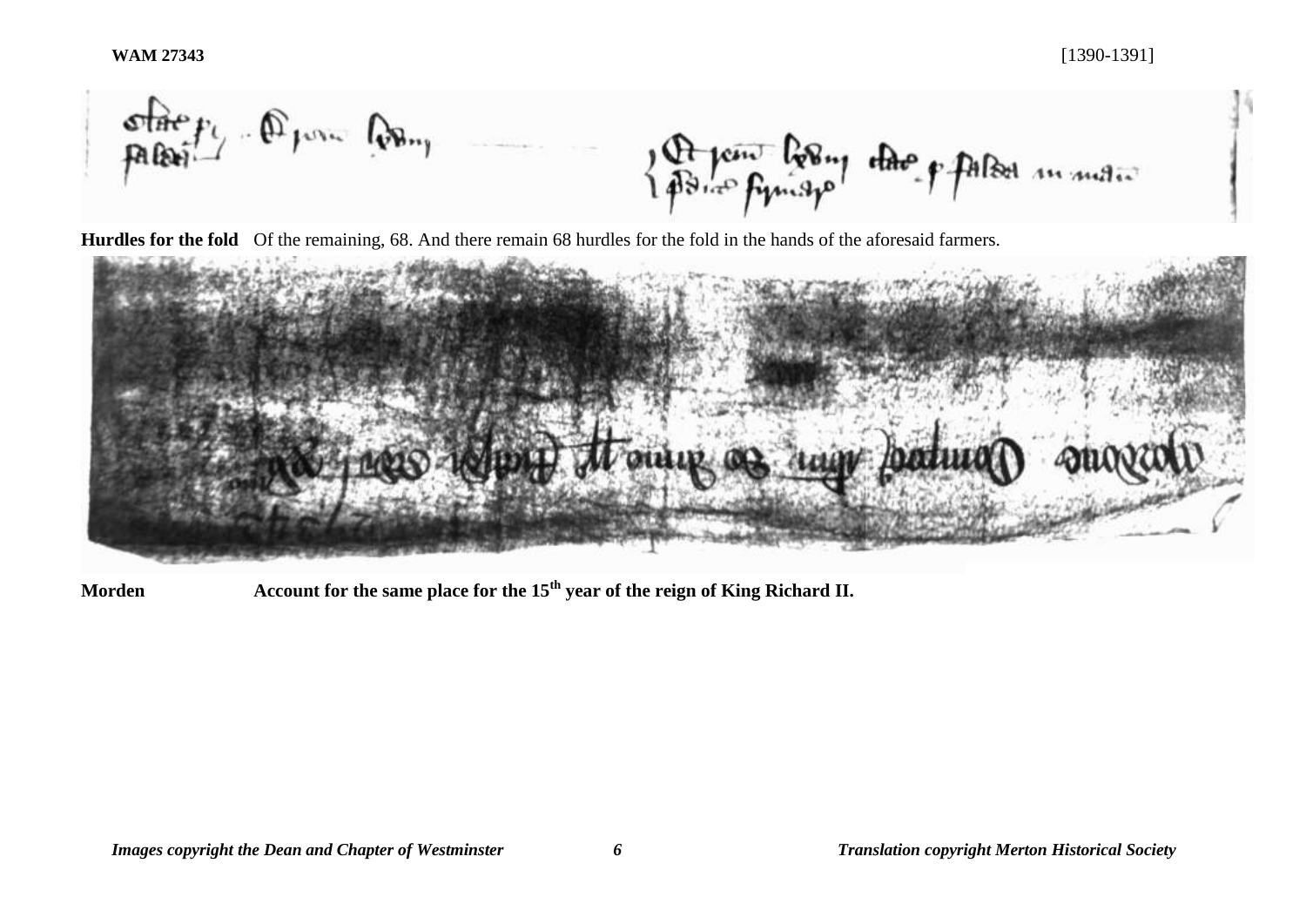**Hurdles for the fold** Of the remaining, 68. And there remain 68 hurdles for the fold in the hands of the aforesaid farmers.

**Morden** **Account for the same place for the 15th year of the reign of King Richard II.**